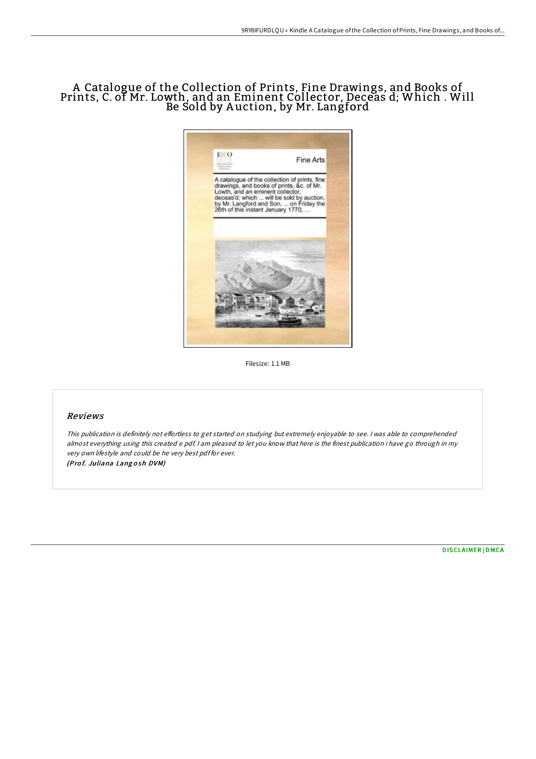# A Catalogue of the Collection of Prints, Fine Drawings, and Books of Prints, C. of Mr. Lowth, and an Eminent Collector, Deceas d; Which . Will Be Sold by Auction, by Mr. Langford

Filesize: 1.1 MB

## Reviews

*This publication is definitely not effortless to get started on studying but extremely enjoyable to see. I was able to comprehended almost everything using this created e pdf. I am pleased to let you know that here is the finest publication i have go through in my very own lifestyle and could be he very best pdf for ever.*

***(Prof. Juliana Langosh DVM)***

DISCLAIMER | DMCA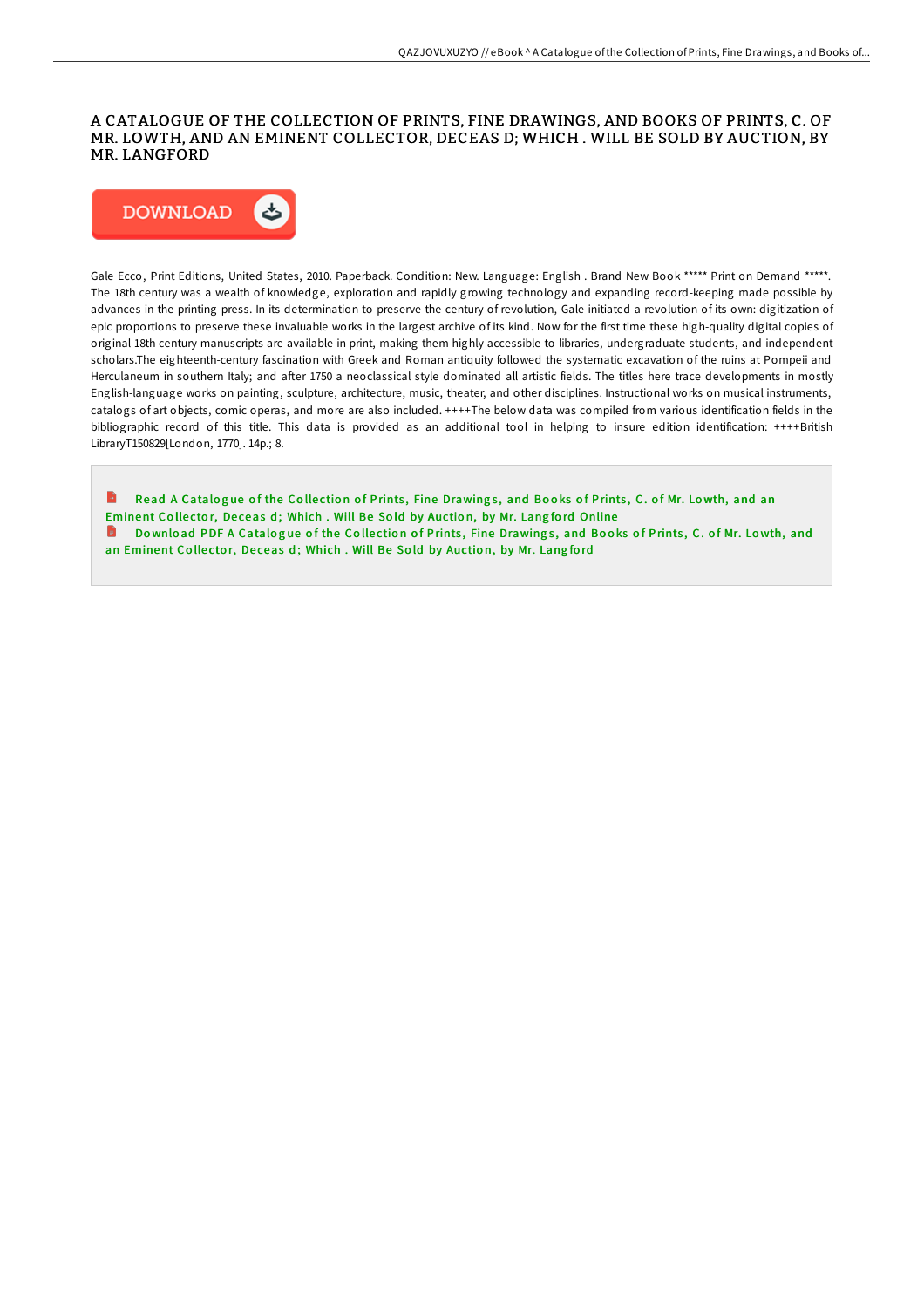# A CATALOGUE OF THE COLLECTION OF PRINTS, FINE DRAWINGS, AND BOOKS OF PRINTS, C. OF MR. LOWTH, AND AN EMINENT COLLECTOR, DECEAS D; WHICH . WILL BE SOLD BY AUCTION, BY MR. LANGFORD

DOWNLOAD

Gale Ecco, Print Editions, United States, 2010. Paperback. Condition: New. Language: English . Brand New Book ***** Print on Demand *****. The 18th century was a wealth of knowledge, exploration and rapidly growing technology and expanding record-keeping made possible by advances in the printing press. In its determination to preserve the century of revolution, Gale initiated a revolution of its own: digitization of epic proportions to preserve these invaluable works in the largest archive of its kind. Now for the first time these high-quality digital copies of original 18th century manuscripts are available in print, making them highly accessible to libraries, undergraduate students, and independent scholars.The eighteenth-century fascination with Greek and Roman antiquity followed the systematic excavation of the ruins at Pompeii and Herculaneum in southern Italy; and after 1750 a neoclassical style dominated all artistic fields. The titles here trace developments in mostly English-language works on painting, sculpture, architecture, music, theater, and other disciplines. Instructional works on musical instruments, catalogs of art objects, comic operas, and more are also included. ++++The below data was compiled from various identification fields in the bibliographic record of this title. This data is provided as an additional tool in helping to insure edition identification: ++++British LibraryT150829[London, 1770]. 14p.; 8.

Read A Catalogue of the Collection of Prints, Fine Drawings, and Books of Prints, C. of Mr. Lowth, and an Eminent Collector, Deceas d; Which . Will Be Sold by Auction, by Mr. Langford Online

Download PDF A Catalogue of the Collection of Prints, Fine Drawings, and Books of Prints, C. of Mr. Lowth, and an Eminent Collector, Deceas d; Which . Will Be Sold by Auction, by Mr. Langford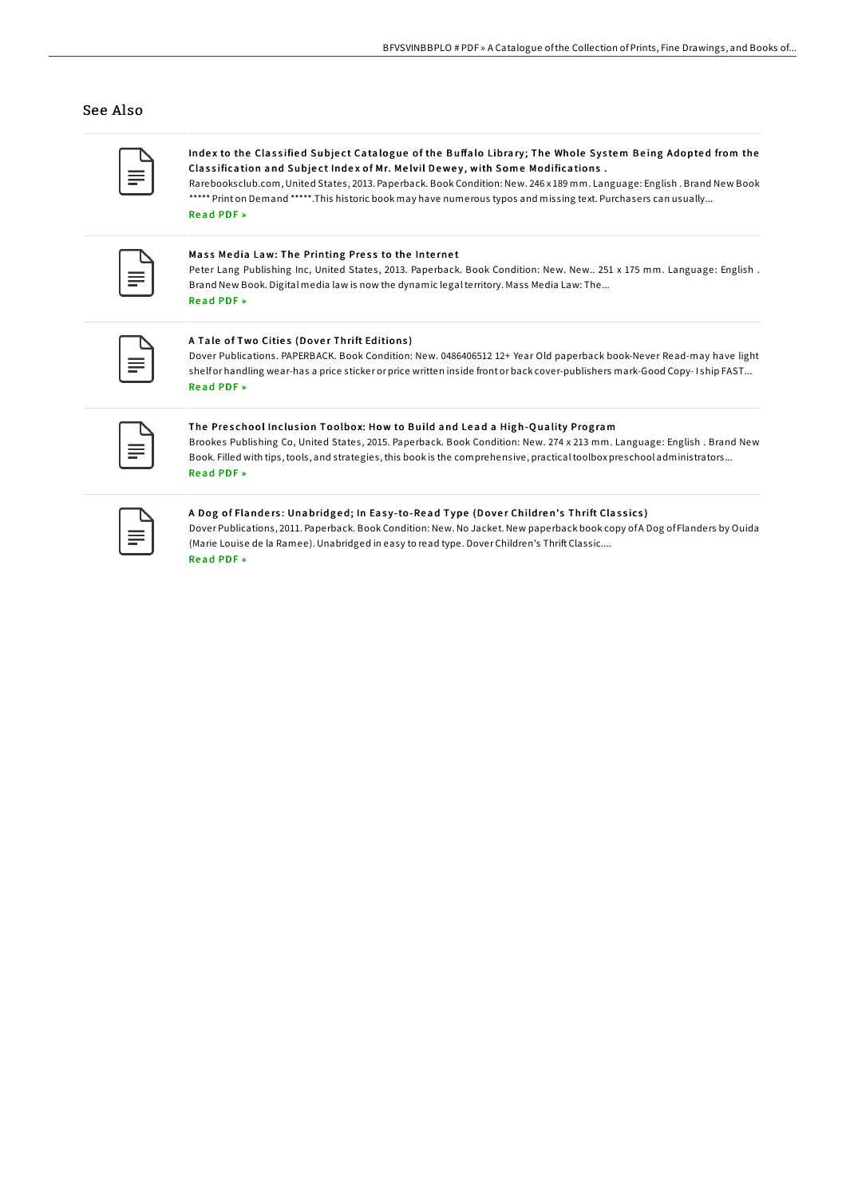## See Also

**Index to the Classified Subject Catalogue of the Buffalo Library; The Whole System Being Adopted from the Classification and Subject Index of Mr. Melvil Dewey, with Some Modifications .**

Rarebooksclub.com, United States, 2013. Paperback. Book Condition: New. 246 x 189 mm. Language: English . Brand New Book ***** Print on Demand *****.This historic book may have numerous typos and missing text. Purchasers can usually...

Read PDF »

**Mass Media Law: The Printing Press to the Internet**

Peter Lang Publishing Inc, United States, 2013. Paperback. Book Condition: New. New.. 251 x 175 mm. Language: English . Brand New Book. Digital media law is now the dynamic legal territory. Mass Media Law: The...

Read PDF »

**A Tale of Two Cities (Dover Thrift Editions)**

Dover Publications. PAPERBACK. Book Condition: New. 0486406512 12+ Year Old paperback book-Never Read-may have light shelf or handling wear-has a price sticker or price written inside front or back cover-publishers mark-Good Copy- I ship FAST...

Read PDF »

**The Preschool Inclusion Toolbox: How to Build and Lead a High-Quality Program**

Brookes Publishing Co, United States, 2015. Paperback. Book Condition: New. 274 x 213 mm. Language: English . Brand New Book. Filled with tips, tools, and strategies, this book is the comprehensive, practical toolbox preschool administrators...

Read PDF »

**A Dog of Flanders: Unabridged; In Easy-to-Read Type (Dover Children's Thrift Classics)**

Dover Publications, 2011. Paperback. Book Condition: New. No Jacket. New paperback book copy of A Dog of Flanders by Ouida (Marie Louise de la Ramee). Unabridged in easy to read type. Dover Children's Thrift Classic....

Read PDF »